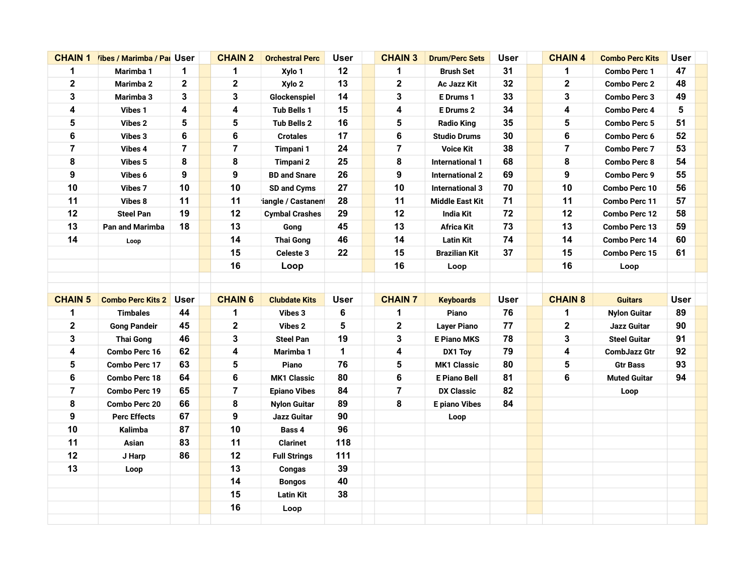| CHAIN 1 | Vibes / Marimba / Pan | User |
|---|---|---|
| 1 | Marimba 1 | 1 |
| 2 | Marimba 2 | 2 |
| 3 | Marimba 3 | 3 |
| 4 | Vibes 1 | 4 |
| 5 | Vibes 2 | 5 |
| 6 | Vibes 3 | 6 |
| 7 | Vibes 4 | 7 |
| 8 | Vibes 5 | 8 |
| 9 | Vibes 6 | 9 |
| 10 | Vibes 7 | 10 |
| 11 | Vibes 8 | 11 |
| 12 | Steel Pan | 19 |
| 13 | Pan and Marimba | 18 |
| 14 | Loop | |

| CHAIN 2 | Orchestral Perc | User |
|---|---|---|
| 1 | Xylo 1 | 12 |
| 2 | Xylo 2 | 13 |
| 3 | Glockenspiel | 14 |
| 4 | Tub Bells 1 | 15 |
| 5 | Tub Bells 2 | 16 |
| 6 | Crotales | 17 |
| 7 | Timpani 1 | 24 |
| 8 | Timpani 2 | 25 |
| 9 | BD and Snare | 26 |
| 10 | SD and Cyms | 27 |
| 11 | Triangle / Castanets | 28 |
| 12 | Cymbal Crashes | 29 |
| 13 | Gong | 45 |
| 14 | Thai Gong | 46 |
| 15 | Celeste 3 | 22 |
| 16 | Loop | |

| CHAIN 3 | Drum/Perc Sets | User |
|---|---|---|
| 1 | Brush Set | 31 |
| 2 | Ac Jazz Kit | 32 |
| 3 | E Drums 1 | 33 |
| 4 | E Drums 2 | 34 |
| 5 | Radio King | 35 |
| 6 | Studio Drums | 30 |
| 7 | Voice Kit | 38 |
| 8 | International 1 | 68 |
| 9 | International 2 | 69 |
| 10 | International 3 | 70 |
| 11 | Middle East Kit | 71 |
| 12 | India Kit | 72 |
| 13 | Africa Kit | 73 |
| 14 | Latin Kit | 74 |
| 15 | Brazilian Kit | 37 |
| 16 | Loop | |

| CHAIN 4 | Combo Perc Kits | User |
|---|---|---|
| 1 | Combo Perc 1 | 47 |
| 2 | Combo Perc 2 | 48 |
| 3 | Combo Perc 3 | 49 |
| 4 | Combo Perc 4 | 5 |
| 5 | Combo Perc 5 | 51 |
| 6 | Combo Perc 6 | 52 |
| 7 | Combo Perc 7 | 53 |
| 8 | Combo Perc 8 | 54 |
| 9 | Combo Perc 9 | 55 |
| 10 | Combo Perc 10 | 56 |
| 11 | Combo Perc 11 | 57 |
| 12 | Combo Perc 12 | 58 |
| 13 | Combo Perc 13 | 59 |
| 14 | Combo Perc 14 | 60 |
| 15 | Combo Perc 15 | 61 |
| 16 | Loop | |

| CHAIN 5 | Combo Perc Kits 2 | User |
|---|---|---|
| 1 | Timbales | 44 |
| 2 | Gong Pandeir | 45 |
| 3 | Thai Gong | 46 |
| 4 | Combo Perc 16 | 62 |
| 5 | Combo Perc 17 | 63 |
| 6 | Combo Perc 18 | 64 |
| 7 | Combo Perc 19 | 65 |
| 8 | Combo Perc 20 | 66 |
| 9 | Perc Effects | 67 |
| 10 | Kalimba | 87 |
| 11 | Asian | 83 |
| 12 | J Harp | 86 |
| 13 | Loop | |

| CHAIN 6 | Clubdate Kits | User |
|---|---|---|
| 1 | Vibes 3 | 6 |
| 2 | Vibes 2 | 5 |
| 3 | Steel Pan | 19 |
| 4 | Marimba 1 | 1 |
| 5 | Piano | 76 |
| 6 | MK1 Classic | 80 |
| 7 | Epiano Vibes | 84 |
| 8 | Nylon Guitar | 89 |
| 9 | Jazz Guitar | 90 |
| 10 | Bass 4 | 96 |
| 11 | Clarinet | 118 |
| 12 | Full Strings | 111 |
| 13 | Congas | 39 |
| 14 | Bongos | 40 |
| 15 | Latin Kit | 38 |
| 16 | Loop | |

| CHAIN 7 | Keyboards | User |
|---|---|---|
| 1 | Piano | 76 |
| 2 | Layer Piano | 77 |
| 3 | E Piano MKS | 78 |
| 4 | DX1 Toy | 79 |
| 5 | MK1 Classic | 80 |
| 6 | E Piano Bell | 81 |
| 7 | DX Classic | 82 |
| 8 | E piano Vibes | 84 |
| | Loop | |

| CHAIN 8 | Guitars | User |
|---|---|---|
| 1 | Nylon Guitar | 89 |
| 2 | Jazz Guitar | 90 |
| 3 | Steel Guitar | 91 |
| 4 | CombJazz Gtr | 92 |
| 5 | Gtr Bass | 93 |
| 6 | Muted Guitar | 94 |
| | Loop | |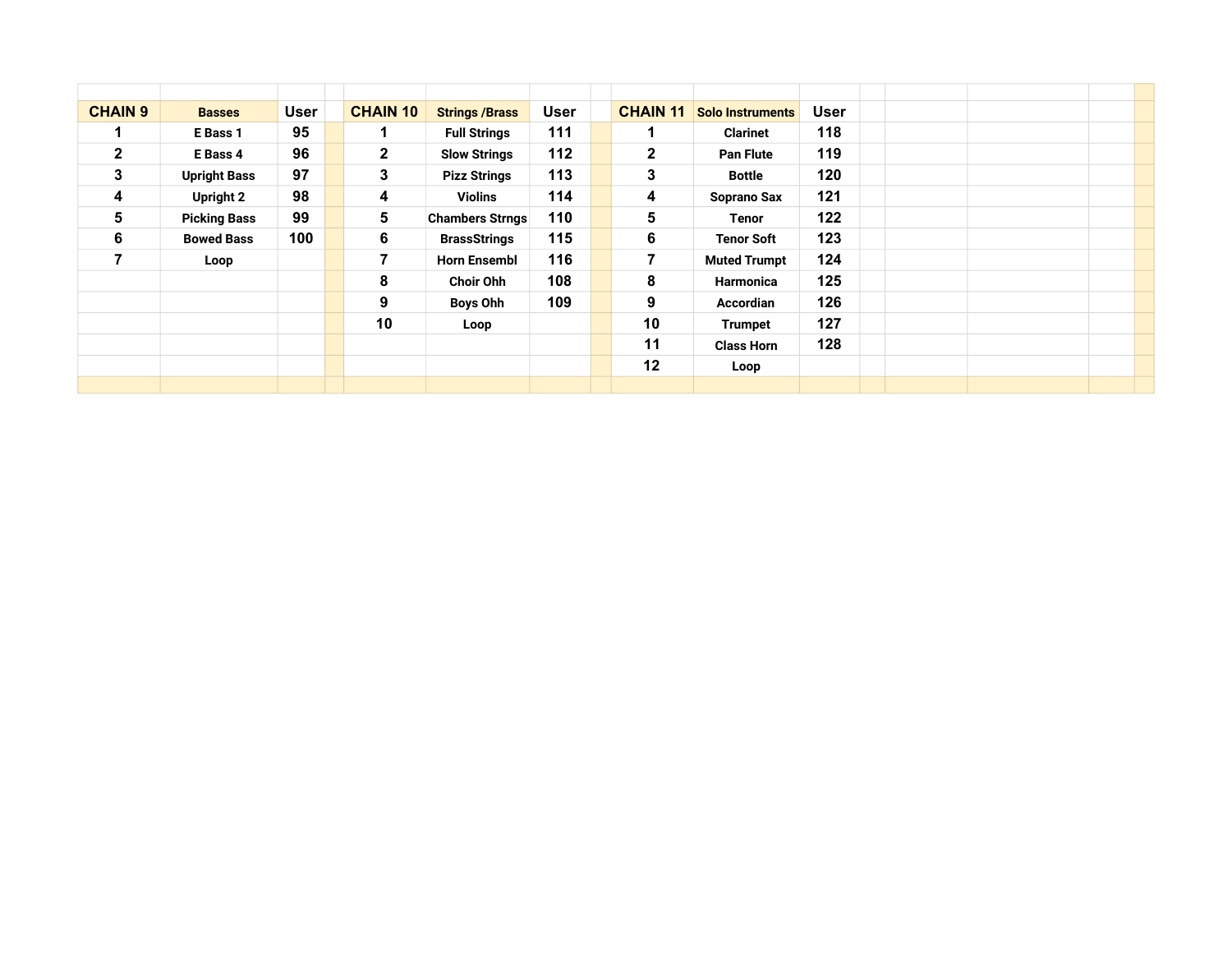| CHAIN 9 | Basses | User | | CHAIN 10 | Strings /Brass | User | | CHAIN 11 | Solo Instruments | User |
|---|---|---|---|---|---|---|---|---|---|---|
| 1 | E Bass 1 | 95 | | 1 | Full Strings | 111 | | 1 | Clarinet | 118 |
| 2 | E Bass 4 | 96 | | 2 | Slow Strings | 112 | | 2 | Pan Flute | 119 |
| 3 | Upright Bass | 97 | | 3 | Pizz Strings | 113 | | 3 | Bottle | 120 |
| 4 | Upright 2 | 98 | | 4 | Violins | 114 | | 4 | Soprano Sax | 121 |
| 5 | Picking Bass | 99 | | 5 | Chambers Strngs | 110 | | 5 | Tenor | 122 |
| 6 | Bowed Bass | 100 | | 6 | BrassStrings | 115 | | 6 | Tenor Soft | 123 |
| 7 | Loop | | | 7 | Horn Ensembl | 116 | | 7 | Muted Trumpt | 124 |
| | | | | 8 | Choir Ohh | 108 | | 8 | Harmonica | 125 |
| | | | | 9 | Boys Ohh | 109 | | 9 | Accordian | 126 |
| | | | | 10 | Loop | | | 10 | Trumpet | 127 |
| | | | | | | | | 11 | Class Horn | 128 |
| | | | | | | | | 12 | Loop | |